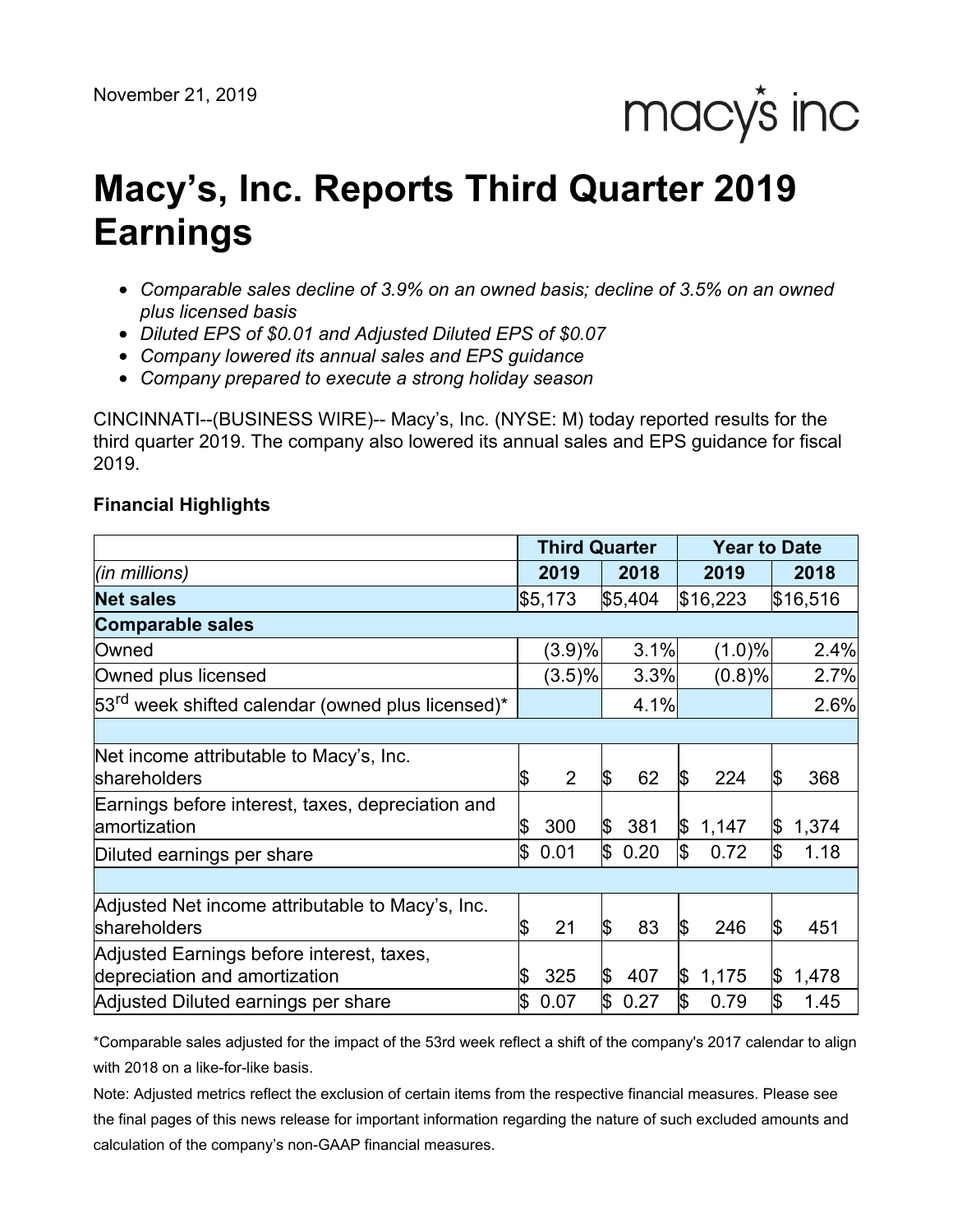November 21, 2019

macy's inc

# Macy's, Inc. Reports Third Quarter 2019 Earnings

- *Comparable sales decline of 3.9% on an owned basis; decline of 3.5% on an owned plus licensed basis*
- *Diluted EPS of $0.01 and Adjusted Diluted EPS of $0.07*
- *Company lowered its annual sales and EPS guidance*
- *Company prepared to execute a strong holiday season*

CINCINNATI--(BUSINESS WIRE)-- Macy's, Inc. (NYSE: M) today reported results for the third quarter 2019. The company also lowered its annual sales and EPS guidance for fiscal 2019.

**Financial Highlights**

| | Third Quarter | | Year to Date | |
|---|---|---|---|---|
| *(in millions)* | **2019** | **2018** | **2019** | **2018** |
| **Net sales** | $5,173 | $5,404 | $16,223 | $16,516 |
| **Comparable sales** | | | | |
| Owned | (3.9)% | 3.1% | (1.0)% | 2.4% |
| Owned plus licensed | (3.5)% | 3.3% | (0.8)% | 2.7% |
| 53rd week shifted calendar (owned plus licensed)* | | 4.1% | | 2.6% |
| | | | | |
| Net income attributable to Macy's, Inc. shareholders | $ 2 | $ 62 | $ 224 | $ 368 |
| Earnings before interest, taxes, depreciation and amortization | $ 300 | $ 381 | $ 1,147 | $ 1,374 |
| Diluted earnings per share | $ 0.01 | $ 0.20 | $ 0.72 | $ 1.18 |
| | | | | |
| Adjusted Net income attributable to Macy's, Inc. shareholders | $ 21 | $ 83 | $ 246 | $ 451 |
| Adjusted Earnings before interest, taxes, depreciation and amortization | $ 325 | $ 407 | $ 1,175 | $ 1,478 |
| Adjusted Diluted earnings per share | $ 0.07 | $ 0.27 | $ 0.79 | $ 1.45 |

*Comparable sales adjusted for the impact of the 53rd week reflect a shift of the company's 2017 calendar to align with 2018 on a like-for-like basis.

Note: Adjusted metrics reflect the exclusion of certain items from the respective financial measures. Please see the final pages of this news release for important information regarding the nature of such excluded amounts and calculation of the company's non-GAAP financial measures.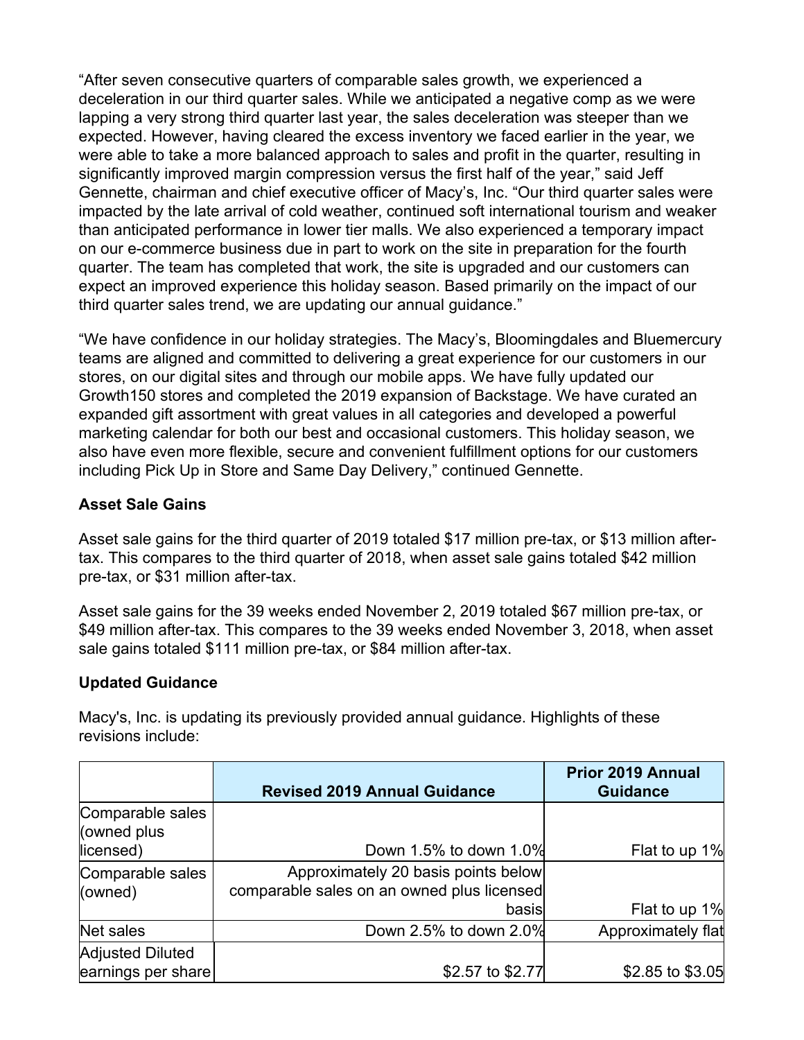"After seven consecutive quarters of comparable sales growth, we experienced a deceleration in our third quarter sales. While we anticipated a negative comp as we were lapping a very strong third quarter last year, the sales deceleration was steeper than we expected. However, having cleared the excess inventory we faced earlier in the year, we were able to take a more balanced approach to sales and profit in the quarter, resulting in significantly improved margin compression versus the first half of the year," said Jeff Gennette, chairman and chief executive officer of Macy's, Inc. "Our third quarter sales were impacted by the late arrival of cold weather, continued soft international tourism and weaker than anticipated performance in lower tier malls. We also experienced a temporary impact on our e-commerce business due in part to work on the site in preparation for the fourth quarter. The team has completed that work, the site is upgraded and our customers can expect an improved experience this holiday season. Based primarily on the impact of our third quarter sales trend, we are updating our annual guidance."

"We have confidence in our holiday strategies. The Macy's, Bloomingdales and Bluemercury teams are aligned and committed to delivering a great experience for our customers in our stores, on our digital sites and through our mobile apps. We have fully updated our Growth150 stores and completed the 2019 expansion of Backstage. We have curated an expanded gift assortment with great values in all categories and developed a powerful marketing calendar for both our best and occasional customers. This holiday season, we also have even more flexible, secure and convenient fulfillment options for our customers including Pick Up in Store and Same Day Delivery," continued Gennette.

**Asset Sale Gains**

Asset sale gains for the third quarter of 2019 totaled $17 million pre-tax, or $13 million after-tax. This compares to the third quarter of 2018, when asset sale gains totaled $42 million pre-tax, or $31 million after-tax.

Asset sale gains for the 39 weeks ended November 2, 2019 totaled $67 million pre-tax, or $49 million after-tax. This compares to the 39 weeks ended November 3, 2018, when asset sale gains totaled $111 million pre-tax, or $84 million after-tax.

**Updated Guidance**

Macy's, Inc. is updating its previously provided annual guidance. Highlights of these revisions include:

| | Revised 2019 Annual Guidance | Prior 2019 Annual Guidance |
|---|---|---|
| Comparable sales (owned plus licensed) | Down 1.5% to down 1.0% | Flat to up 1% |
| Comparable sales (owned) | Approximately 20 basis points below comparable sales on an owned plus licensed basis | Flat to up 1% |
| Net sales | Down 2.5% to down 2.0% | Approximately flat |
| Adjusted Diluted earnings per share | $2.57 to $2.77 | $2.85 to $3.05 |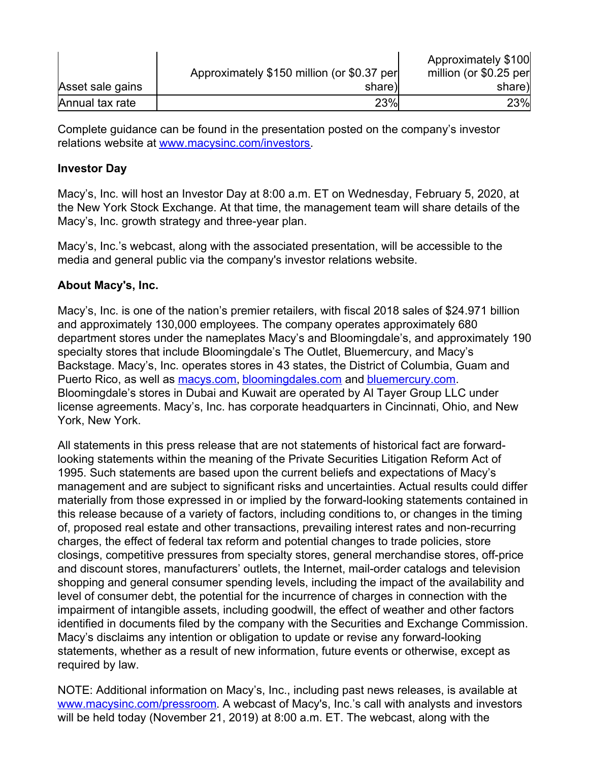| | | |
|---|---|---|
| Asset sale gains | Approximately $150 million (or $0.37 per share) | Approximately $100 million (or $0.25 per share) |
| Annual tax rate | 23% | 23% |

Complete guidance can be found in the presentation posted on the company's investor relations website at www.macysinc.com/investors.

**Investor Day**

Macy's, Inc. will host an Investor Day at 8:00 a.m. ET on Wednesday, February 5, 2020, at the New York Stock Exchange. At that time, the management team will share details of the Macy's, Inc. growth strategy and three-year plan.

Macy's, Inc.'s webcast, along with the associated presentation, will be accessible to the media and general public via the company's investor relations website.

**About Macy's, Inc.**

Macy's, Inc. is one of the nation's premier retailers, with fiscal 2018 sales of $24.971 billion and approximately 130,000 employees. The company operates approximately 680 department stores under the nameplates Macy's and Bloomingdale's, and approximately 190 specialty stores that include Bloomingdale's The Outlet, Bluemercury, and Macy's Backstage. Macy's, Inc. operates stores in 43 states, the District of Columbia, Guam and Puerto Rico, as well as macys.com, bloomingdales.com and bluemercury.com. Bloomingdale's stores in Dubai and Kuwait are operated by Al Tayer Group LLC under license agreements. Macy's, Inc. has corporate headquarters in Cincinnati, Ohio, and New York, New York.

All statements in this press release that are not statements of historical fact are forward-looking statements within the meaning of the Private Securities Litigation Reform Act of 1995. Such statements are based upon the current beliefs and expectations of Macy's management and are subject to significant risks and uncertainties. Actual results could differ materially from those expressed in or implied by the forward-looking statements contained in this release because of a variety of factors, including conditions to, or changes in the timing of, proposed real estate and other transactions, prevailing interest rates and non-recurring charges, the effect of federal tax reform and potential changes to trade policies, store closings, competitive pressures from specialty stores, general merchandise stores, off-price and discount stores, manufacturers' outlets, the Internet, mail-order catalogs and television shopping and general consumer spending levels, including the impact of the availability and level of consumer debt, the potential for the incurrence of charges in connection with the impairment of intangible assets, including goodwill, the effect of weather and other factors identified in documents filed by the company with the Securities and Exchange Commission. Macy's disclaims any intention or obligation to update or revise any forward-looking statements, whether as a result of new information, future events or otherwise, except as required by law.

NOTE: Additional information on Macy's, Inc., including past news releases, is available at www.macysinc.com/pressroom. A webcast of Macy's, Inc.'s call with analysts and investors will be held today (November 21, 2019) at 8:00 a.m. ET. The webcast, along with the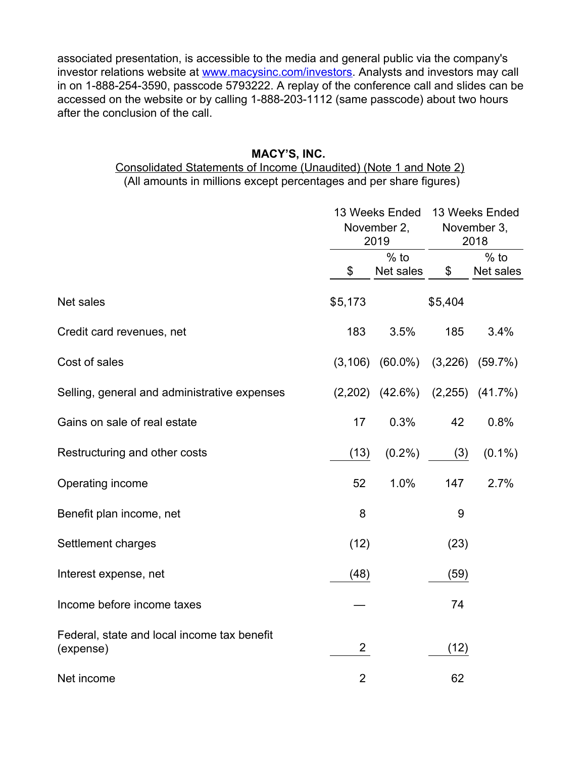associated presentation, is accessible to the media and general public via the company's investor relations website at www.macysinc.com/investors. Analysts and investors may call in on 1-888-254-3590, passcode 5793222. A replay of the conference call and slides can be accessed on the website or by calling 1-888-203-1112 (same passcode) about two hours after the conclusion of the call.

**MACY'S, INC.**

Consolidated Statements of Income (Unaudited) (Note 1 and Note 2)

(All amounts in millions except percentages and per share figures)

| | 13 Weeks Ended November 2, 2019 | | 13 Weeks Ended November 3, 2018 | |
|---|---|---|---|---|
| | $ | % to Net sales | $ | % to Net sales |
| Net sales | $5,173 | | $5,404 | |
| Credit card revenues, net | 183 | 3.5% | 185 | 3.4% |
| Cost of sales | (3,106) | (60.0%) | (3,226) | (59.7%) |
| Selling, general and administrative expenses | (2,202) | (42.6%) | (2,255) | (41.7%) |
| Gains on sale of real estate | 17 | 0.3% | 42 | 0.8% |
| Restructuring and other costs | (13) | (0.2%) | (3) | (0.1%) |
| Operating income | 52 | 1.0% | 147 | 2.7% |
| Benefit plan income, net | 8 | | 9 | |
| Settlement charges | (12) | | (23) | |
| Interest expense, net | (48) | | (59) | |
| Income before income taxes | — | | 74 | |
| Federal, state and local income tax benefit (expense) | 2 | | (12) | |
| Net income | 2 | | 62 | |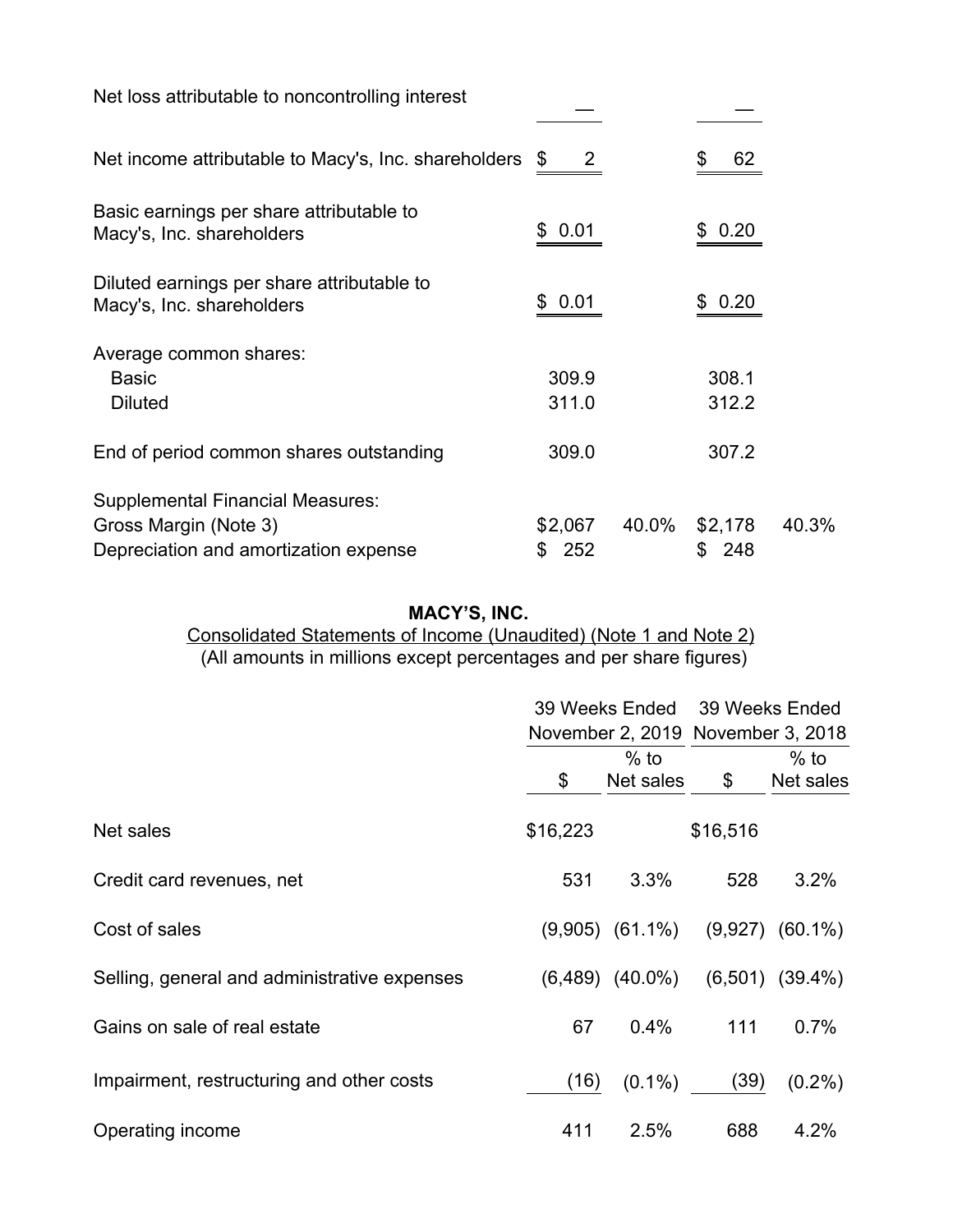| | | | | |
|---|---|---|---|---|
| Net loss attributable to noncontrolling interest | — | | — | |
| Net income attributable to Macy's, Inc. shareholders | $ 2 | | $ 62 | |
| Basic earnings per share attributable to Macy's, Inc. shareholders | $ 0.01 | | $ 0.20 | |
| Diluted earnings per share attributable to Macy's, Inc. shareholders | $ 0.01 | | $ 0.20 | |
| Average common shares: | | | | |
| Basic | 309.9 | | 308.1 | |
| Diluted | 311.0 | | 312.2 | |
| End of period common shares outstanding | 309.0 | | 307.2 | |
| Supplemental Financial Measures: | | | | |
| Gross Margin (Note 3) | $2,067 | 40.0% | $2,178 | 40.3% |
| Depreciation and amortization expense | $ 252 | | $ 248 | |

**MACY'S, INC.**

Consolidated Statements of Income (Unaudited) (Note 1 and Note 2)

(All amounts in millions except percentages and per share figures)

| | 39 Weeks Ended November 2, 2019 | | 39 Weeks Ended November 3, 2018 | |
|---|---|---|---|---|
| | $ | % to Net sales | $ | % to Net sales |
| Net sales | $16,223 | | $16,516 | |
| Credit card revenues, net | 531 | 3.3% | 528 | 3.2% |
| Cost of sales | (9,905) | (61.1%) | (9,927) | (60.1%) |
| Selling, general and administrative expenses | (6,489) | (40.0%) | (6,501) | (39.4%) |
| Gains on sale of real estate | 67 | 0.4% | 111 | 0.7% |
| Impairment, restructuring and other costs | (16) | (0.1%) | (39) | (0.2%) |
| Operating income | 411 | 2.5% | 688 | 4.2% |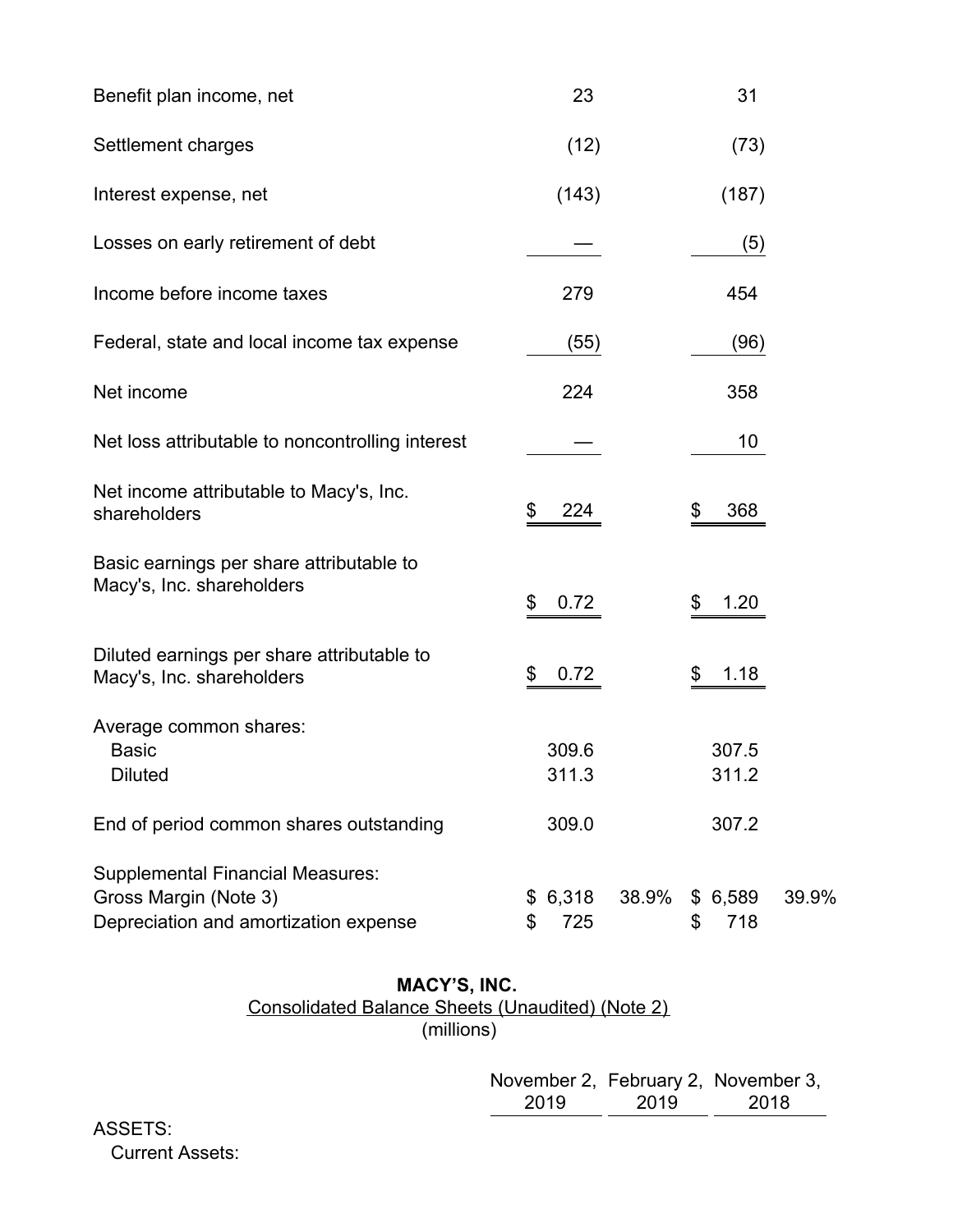| | | | | |
|---|---|---|---|---|
| Benefit plan income, net | 23 | | 31 | |
| Settlement charges | (12) | | (73) | |
| Interest expense, net | (143) | | (187) | |
| Losses on early retirement of debt | — | | (5) | |
| Income before income taxes | 279 | | 454 | |
| Federal, state and local income tax expense | (55) | | (96) | |
| Net income | 224 | | 358 | |
| Net loss attributable to noncontrolling interest | — | | 10 | |
| Net income attributable to Macy's, Inc. shareholders | $ 224 | | $ 368 | |
| Basic earnings per share attributable to Macy's, Inc. shareholders | $ 0.72 | | $ 1.20 | |
| Diluted earnings per share attributable to Macy's, Inc. shareholders | $ 0.72 | | $ 1.18 | |
| Average common shares: | | | | |
| Basic | 309.6 | | 307.5 | |
| Diluted | 311.3 | | 311.2 | |
| End of period common shares outstanding | 309.0 | | 307.2 | |
| Supplemental Financial Measures: | | | | |
| Gross Margin (Note 3) | $ 6,318 | 38.9% | $ 6,589 | 39.9% |
| Depreciation and amortization expense | $ 725 | | $ 718 | |

**MACY'S, INC.**

Consolidated Balance Sheets (Unaudited) (Note 2)

(millions)

| | November 2, 2019 | February 2, 2019 | November 3, 2018 |
|---|---|---|---|
| ASSETS: | | | |
| Current Assets: | | | |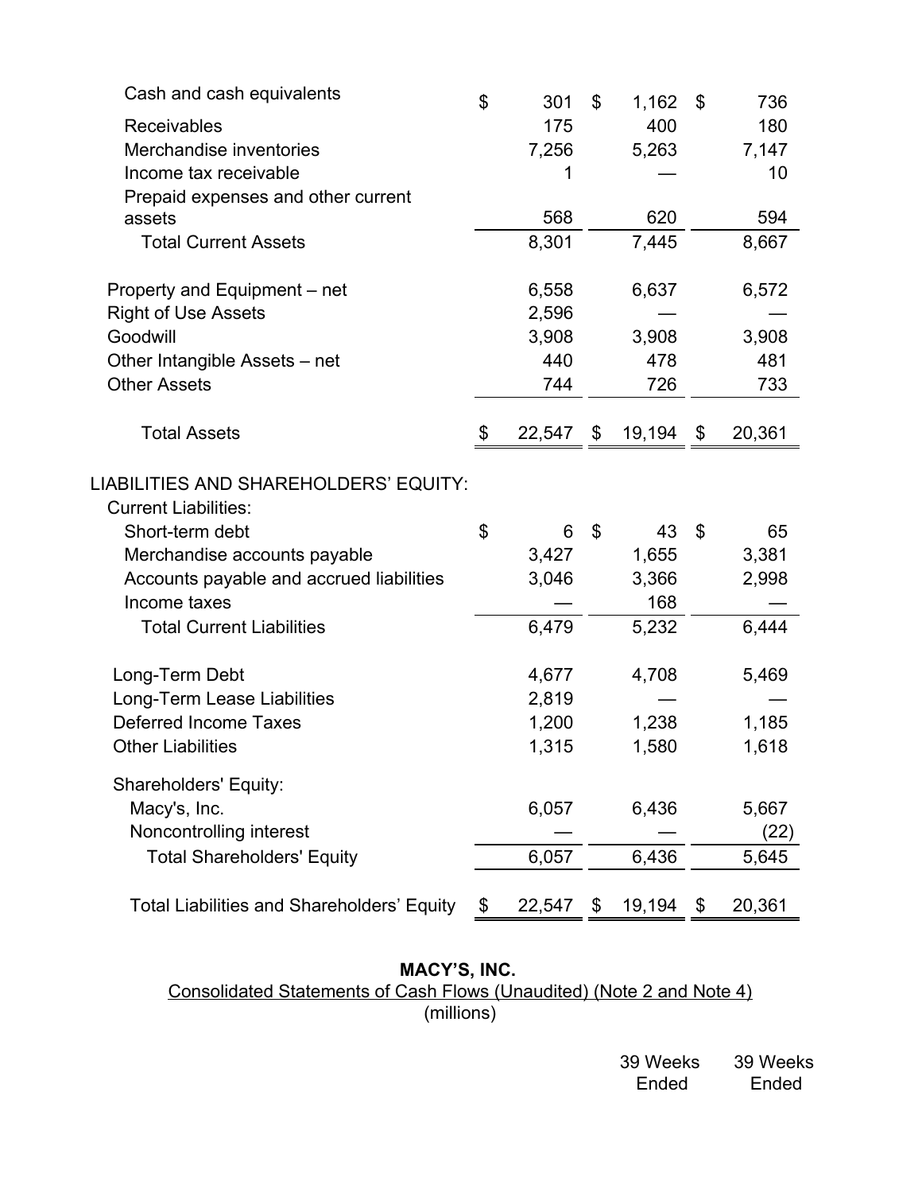| | | | |
|---|---|---|---|
| Cash and cash equivalents | $ 301 | $ 1,162 | $ 736 |
| Receivables | 175 | 400 | 180 |
| Merchandise inventories | 7,256 | 5,263 | 7,147 |
| Income tax receivable | 1 | — | 10 |
| Prepaid expenses and other current assets | 568 | 620 | 594 |
| Total Current Assets | 8,301 | 7,445 | 8,667 |
| Property and Equipment – net | 6,558 | 6,637 | 6,572 |
| Right of Use Assets | 2,596 | — | — |
| Goodwill | 3,908 | 3,908 | 3,908 |
| Other Intangible Assets – net | 440 | 478 | 481 |
| Other Assets | 744 | 726 | 733 |
| Total Assets | $ 22,547 | $ 19,194 | $ 20,361 |
| LIABILITIES AND SHAREHOLDERS' EQUITY: | | | |
| Current Liabilities: | | | |
| Short-term debt | $ 6 | $ 43 | $ 65 |
| Merchandise accounts payable | 3,427 | 1,655 | 3,381 |
| Accounts payable and accrued liabilities | 3,046 | 3,366 | 2,998 |
| Income taxes | — | 168 | — |
| Total Current Liabilities | 6,479 | 5,232 | 6,444 |
| Long-Term Debt | 4,677 | 4,708 | 5,469 |
| Long-Term Lease Liabilities | 2,819 | — | — |
| Deferred Income Taxes | 1,200 | 1,238 | 1,185 |
| Other Liabilities | 1,315 | 1,580 | 1,618 |
| Shareholders' Equity: | | | |
| Macy's, Inc. | 6,057 | 6,436 | 5,667 |
| Noncontrolling interest | — | — | (22) |
| Total Shareholders' Equity | 6,057 | 6,436 | 5,645 |
| Total Liabilities and Shareholders' Equity | $ 22,547 | $ 19,194 | $ 20,361 |

**MACY'S, INC.**

Consolidated Statements of Cash Flows (Unaudited) (Note 2 and Note 4)

(millions)

| | 39 Weeks Ended | 39 Weeks Ended |
|---|---|---|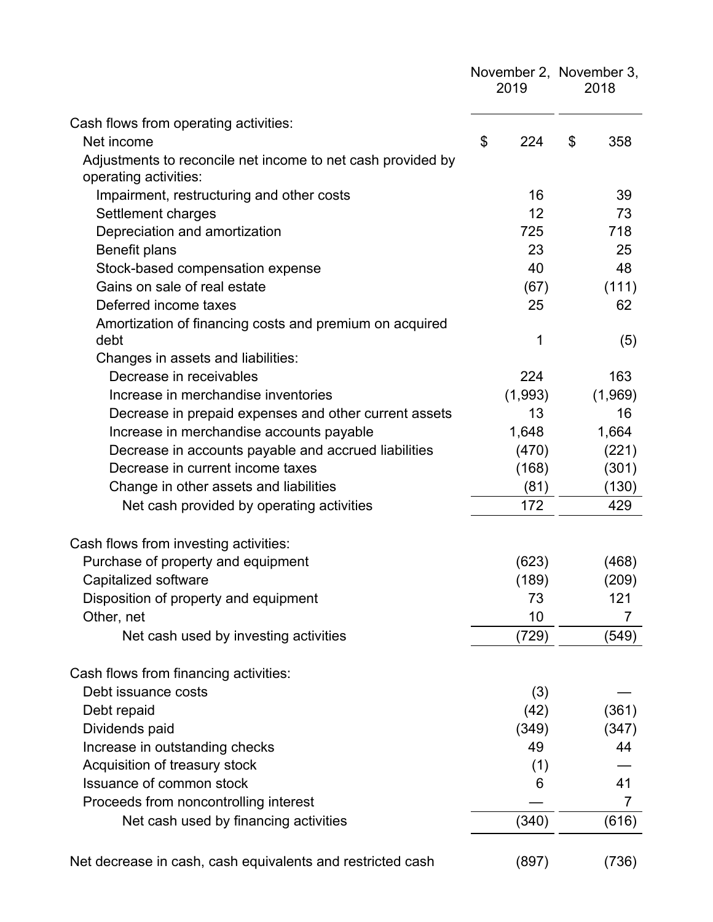| | November 2, 2019 | November 3, 2018 |
|---|---|---|
| Cash flows from operating activities: | | |
| Net income | $ 224 | $ 358 |
| Adjustments to reconcile net income to net cash provided by operating activities: | | |
| Impairment, restructuring and other costs | 16 | 39 |
| Settlement charges | 12 | 73 |
| Depreciation and amortization | 725 | 718 |
| Benefit plans | 23 | 25 |
| Stock-based compensation expense | 40 | 48 |
| Gains on sale of real estate | (67) | (111) |
| Deferred income taxes | 25 | 62 |
| Amortization of financing costs and premium on acquired debt | 1 | (5) |
| Changes in assets and liabilities: | | |
| Decrease in receivables | 224 | 163 |
| Increase in merchandise inventories | (1,993) | (1,969) |
| Decrease in prepaid expenses and other current assets | 13 | 16 |
| Increase in merchandise accounts payable | 1,648 | 1,664 |
| Decrease in accounts payable and accrued liabilities | (470) | (221) |
| Decrease in current income taxes | (168) | (301) |
| Change in other assets and liabilities | (81) | (130) |
| Net cash provided by operating activities | 172 | 429 |
| | | |
| Cash flows from investing activities: | | |
| Purchase of property and equipment | (623) | (468) |
| Capitalized software | (189) | (209) |
| Disposition of property and equipment | 73 | 121 |
| Other, net | 10 | 7 |
| Net cash used by investing activities | (729) | (549) |
| | | |
| Cash flows from financing activities: | | |
| Debt issuance costs | (3) | — |
| Debt repaid | (42) | (361) |
| Dividends paid | (349) | (347) |
| Increase in outstanding checks | 49 | 44 |
| Acquisition of treasury stock | (1) | — |
| Issuance of common stock | 6 | 41 |
| Proceeds from noncontrolling interest | — | 7 |
| Net cash used by financing activities | (340) | (616) |
| | | |
| Net decrease in cash, cash equivalents and restricted cash | (897) | (736) |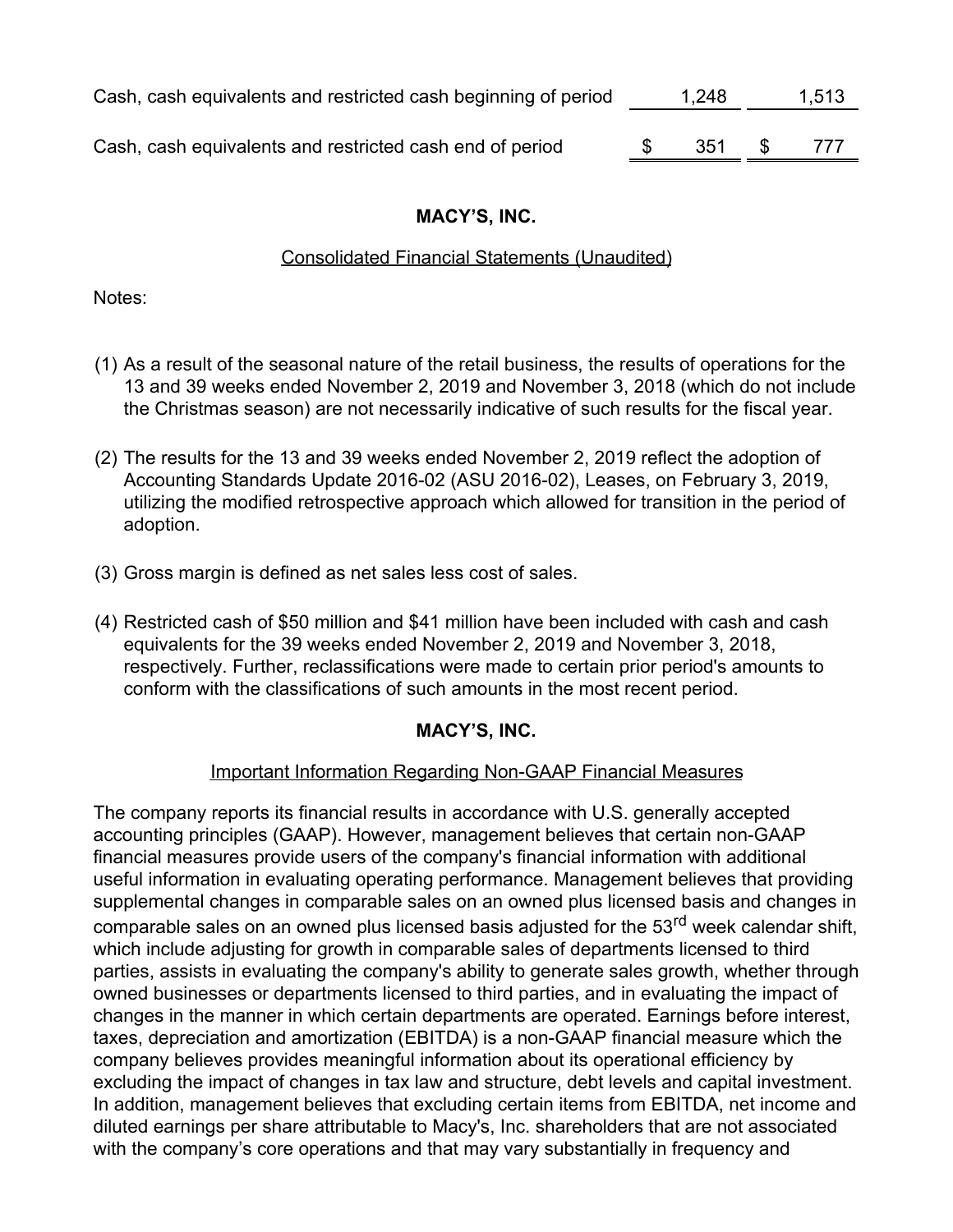| | | |
|---|---|---|
| Cash, cash equivalents and restricted cash beginning of period | 1,248 | 1,513 |
| Cash, cash equivalents and restricted cash end of period | $ 351 | $ 777 |

**MACY'S, INC.**

Consolidated Financial Statements (Unaudited)

Notes:

(1) As a result of the seasonal nature of the retail business, the results of operations for the 13 and 39 weeks ended November 2, 2019 and November 3, 2018 (which do not include the Christmas season) are not necessarily indicative of such results for the fiscal year.

(2) The results for the 13 and 39 weeks ended November 2, 2019 reflect the adoption of Accounting Standards Update 2016-02 (ASU 2016-02), Leases, on February 3, 2019, utilizing the modified retrospective approach which allowed for transition in the period of adoption.

(3) Gross margin is defined as net sales less cost of sales.

(4) Restricted cash of $50 million and $41 million have been included with cash and cash equivalents for the 39 weeks ended November 2, 2019 and November 3, 2018, respectively. Further, reclassifications were made to certain prior period's amounts to conform with the classifications of such amounts in the most recent period.

**MACY'S, INC.**

Important Information Regarding Non-GAAP Financial Measures

The company reports its financial results in accordance with U.S. generally accepted accounting principles (GAAP). However, management believes that certain non-GAAP financial measures provide users of the company's financial information with additional useful information in evaluating operating performance. Management believes that providing supplemental changes in comparable sales on an owned plus licensed basis and changes in comparable sales on an owned plus licensed basis adjusted for the 53rd week calendar shift, which include adjusting for growth in comparable sales of departments licensed to third parties, assists in evaluating the company's ability to generate sales growth, whether through owned businesses or departments licensed to third parties, and in evaluating the impact of changes in the manner in which certain departments are operated. Earnings before interest, taxes, depreciation and amortization (EBITDA) is a non-GAAP financial measure which the company believes provides meaningful information about its operational efficiency by excluding the impact of changes in tax law and structure, debt levels and capital investment. In addition, management believes that excluding certain items from EBITDA, net income and diluted earnings per share attributable to Macy's, Inc. shareholders that are not associated with the company's core operations and that may vary substantially in frequency and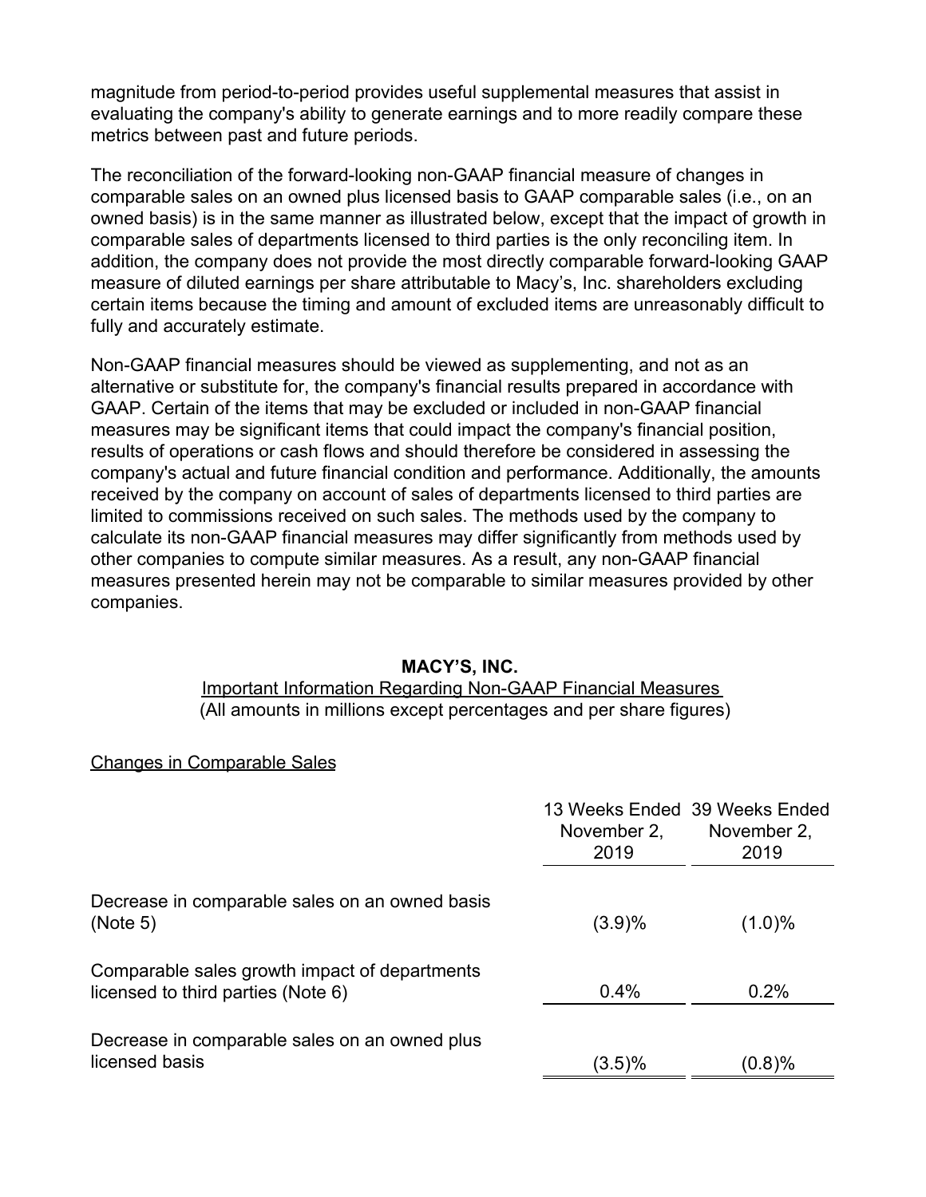magnitude from period-to-period provides useful supplemental measures that assist in evaluating the company's ability to generate earnings and to more readily compare these metrics between past and future periods.

The reconciliation of the forward-looking non-GAAP financial measure of changes in comparable sales on an owned plus licensed basis to GAAP comparable sales (i.e., on an owned basis) is in the same manner as illustrated below, except that the impact of growth in comparable sales of departments licensed to third parties is the only reconciling item. In addition, the company does not provide the most directly comparable forward-looking GAAP measure of diluted earnings per share attributable to Macy's, Inc. shareholders excluding certain items because the timing and amount of excluded items are unreasonably difficult to fully and accurately estimate.

Non-GAAP financial measures should be viewed as supplementing, and not as an alternative or substitute for, the company's financial results prepared in accordance with GAAP. Certain of the items that may be excluded or included in non-GAAP financial measures may be significant items that could impact the company's financial position, results of operations or cash flows and should therefore be considered in assessing the company's actual and future financial condition and performance. Additionally, the amounts received by the company on account of sales of departments licensed to third parties are limited to commissions received on such sales. The methods used by the company to calculate its non-GAAP financial measures may differ significantly from methods used by other companies to compute similar measures. As a result, any non-GAAP financial measures presented herein may not be comparable to similar measures provided by other companies.

**MACY'S, INC.**

Important Information Regarding Non-GAAP Financial Measures
(All amounts in millions except percentages and per share figures)

Changes in Comparable Sales

| | 13 Weeks Ended November 2, 2019 | 39 Weeks Ended November 2, 2019 |
|---|---|---|
| Decrease in comparable sales on an owned basis (Note 5) | (3.9)% | (1.0)% |
| Comparable sales growth impact of departments licensed to third parties (Note 6) | 0.4% | 0.2% |
| Decrease in comparable sales on an owned plus licensed basis | (3.5)% | (0.8)% |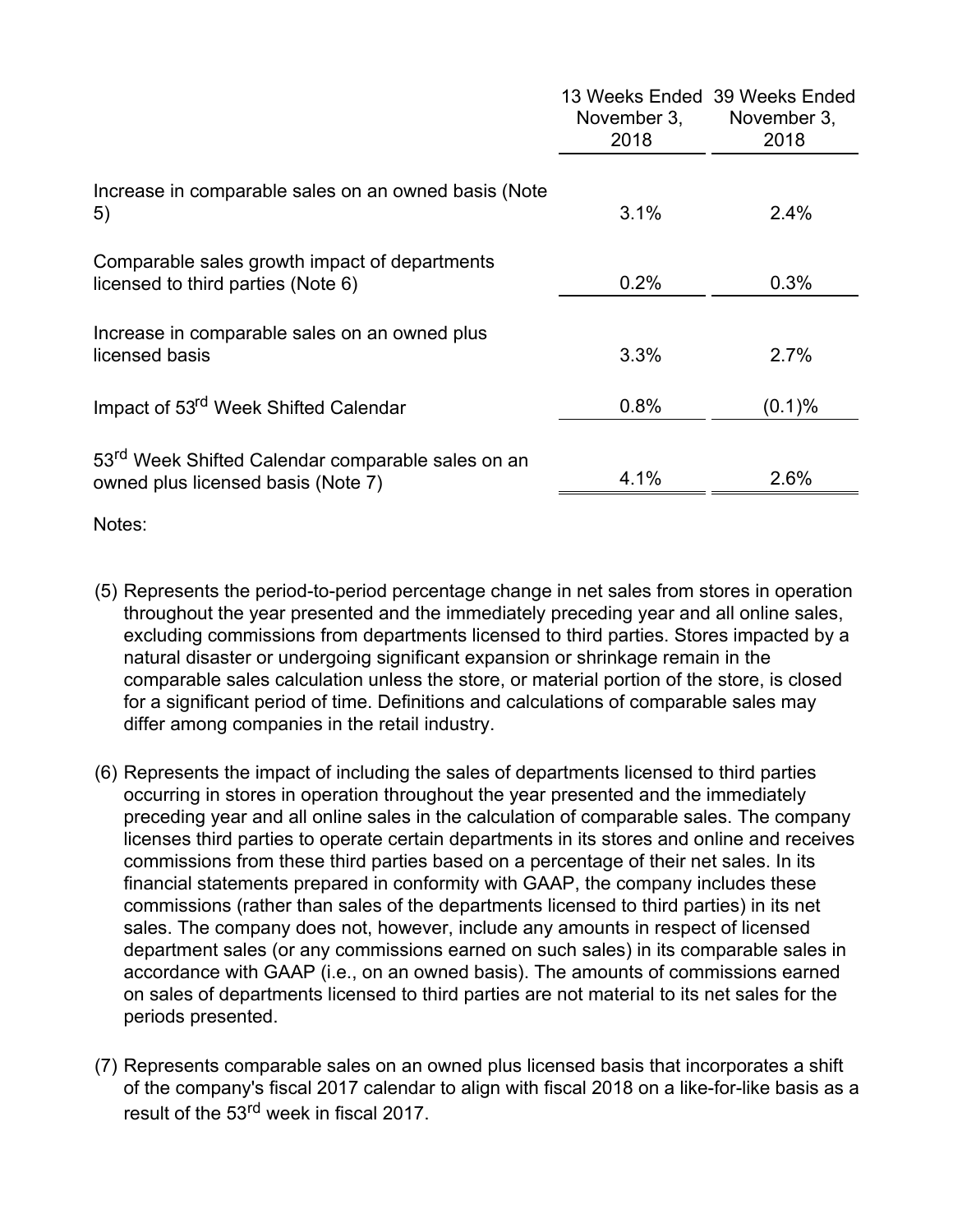| | 13 Weeks Ended November 3, 2018 | 39 Weeks Ended November 3, 2018 |
|---|---|---|
| Increase in comparable sales on an owned basis (Note 5) | 3.1% | 2.4% |
| Comparable sales growth impact of departments licensed to third parties (Note 6) | 0.2% | 0.3% |
| Increase in comparable sales on an owned plus licensed basis | 3.3% | 2.7% |
| Impact of 53rd Week Shifted Calendar | 0.8% | (0.1)% |
| 53rd Week Shifted Calendar comparable sales on an owned plus licensed basis (Note 7) | 4.1% | 2.6% |

Notes:

(5) Represents the period-to-period percentage change in net sales from stores in operation throughout the year presented and the immediately preceding year and all online sales, excluding commissions from departments licensed to third parties. Stores impacted by a natural disaster or undergoing significant expansion or shrinkage remain in the comparable sales calculation unless the store, or material portion of the store, is closed for a significant period of time. Definitions and calculations of comparable sales may differ among companies in the retail industry.

(6) Represents the impact of including the sales of departments licensed to third parties occurring in stores in operation throughout the year presented and the immediately preceding year and all online sales in the calculation of comparable sales. The company licenses third parties to operate certain departments in its stores and online and receives commissions from these third parties based on a percentage of their net sales. In its financial statements prepared in conformity with GAAP, the company includes these commissions (rather than sales of the departments licensed to third parties) in its net sales. The company does not, however, include any amounts in respect of licensed department sales (or any commissions earned on such sales) in its comparable sales in accordance with GAAP (i.e., on an owned basis). The amounts of commissions earned on sales of departments licensed to third parties are not material to its net sales for the periods presented.

(7) Represents comparable sales on an owned plus licensed basis that incorporates a shift of the company's fiscal 2017 calendar to align with fiscal 2018 on a like-for-like basis as a result of the 53rd week in fiscal 2017.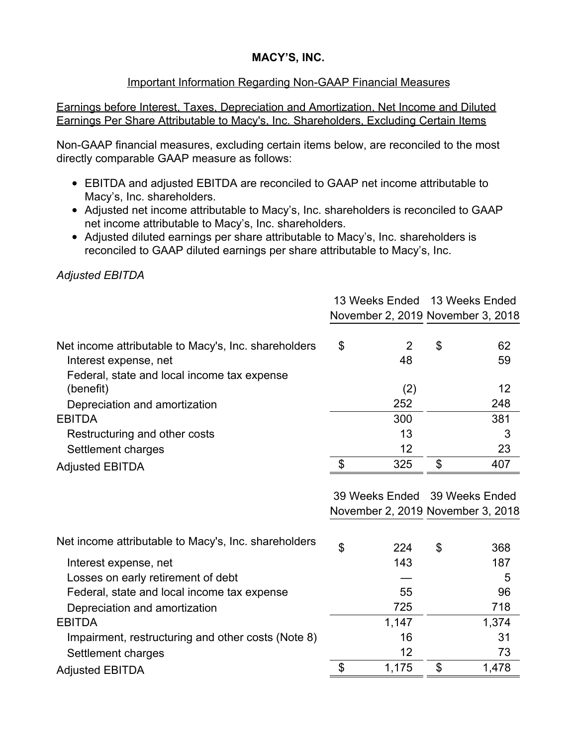**MACY'S, INC.**

Important Information Regarding Non-GAAP Financial Measures

Earnings before Interest, Taxes, Depreciation and Amortization, Net Income and Diluted Earnings Per Share Attributable to Macy's, Inc. Shareholders, Excluding Certain Items

Non-GAAP financial measures, excluding certain items below, are reconciled to the most directly comparable GAAP measure as follows:

- EBITDA and adjusted EBITDA are reconciled to GAAP net income attributable to Macy's, Inc. shareholders.
- Adjusted net income attributable to Macy's, Inc. shareholders is reconciled to GAAP net income attributable to Macy's, Inc. shareholders.
- Adjusted diluted earnings per share attributable to Macy's, Inc. shareholders is reconciled to GAAP diluted earnings per share attributable to Macy's, Inc.

*Adjusted EBITDA*

| | 13 Weeks Ended November 2, 2019 | 13 Weeks Ended November 3, 2018 |
|---|---|---|
| Net income attributable to Macy's, Inc. shareholders | $ 2 | $ 62 |
| Interest expense, net | 48 | 59 |
| Federal, state and local income tax expense (benefit) | (2) | 12 |
| Depreciation and amortization | 252 | 248 |
| EBITDA | 300 | 381 |
| Restructuring and other costs | 13 | 3 |
| Settlement charges | 12 | 23 |
| Adjusted EBITDA | $ 325 | $ 407 |

| | 39 Weeks Ended November 2, 2019 | 39 Weeks Ended November 3, 2018 |
|---|---|---|
| Net income attributable to Macy's, Inc. shareholders | $ 224 | $ 368 |
| Interest expense, net | 143 | 187 |
| Losses on early retirement of debt | — | 5 |
| Federal, state and local income tax expense | 55 | 96 |
| Depreciation and amortization | 725 | 718 |
| EBITDA | 1,147 | 1,374 |
| Impairment, restructuring and other costs (Note 8) | 16 | 31 |
| Settlement charges | 12 | 73 |
| Adjusted EBITDA | $ 1,175 | $ 1,478 |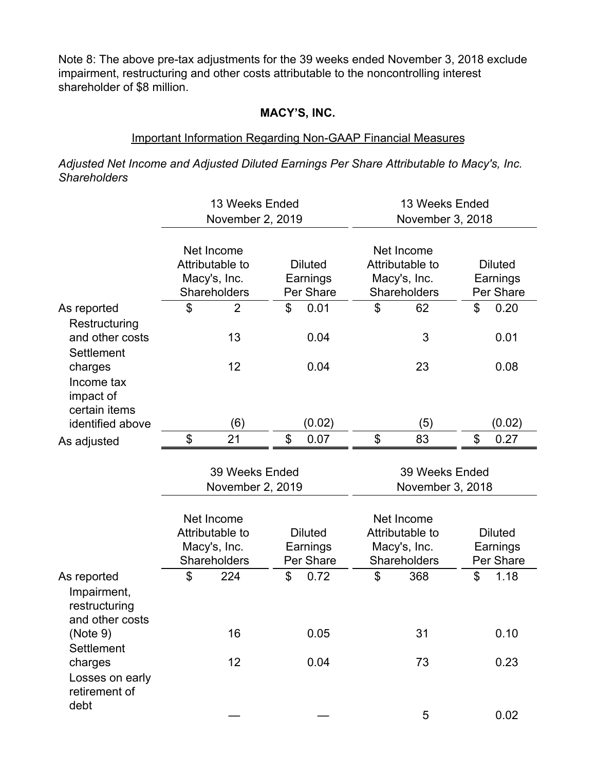Note 8: The above pre-tax adjustments for the 39 weeks ended November 3, 2018 exclude impairment, restructuring and other costs attributable to the noncontrolling interest shareholder of $8 million.

## MACY'S, INC.

Important Information Regarding Non-GAAP Financial Measures

*Adjusted Net Income and Adjusted Diluted Earnings Per Share Attributable to Macy's, Inc. Shareholders*

| | 13 Weeks Ended November 2, 2019 | | 13 Weeks Ended November 3, 2018 | |
|---|---|---|---|---|
| | Net Income Attributable to Macy's, Inc. Shareholders | Diluted Earnings Per Share | Net Income Attributable to Macy's, Inc. Shareholders | Diluted Earnings Per Share |
| As reported | $ 2 | $ 0.01 | $ 62 | $ 0.20 |
| Restructuring and other costs | 13 | 0.04 | 3 | 0.01 |
| Settlement charges | 12 | 0.04 | 23 | 0.08 |
| Income tax impact of certain items identified above | (6) | (0.02) | (5) | (0.02) |
| As adjusted | $ 21 | $ 0.07 | $ 83 | $ 0.27 |

| | 39 Weeks Ended November 2, 2019 | | 39 Weeks Ended November 3, 2018 | |
|---|---|---|---|---|
| | Net Income Attributable to Macy's, Inc. Shareholders | Diluted Earnings Per Share | Net Income Attributable to Macy's, Inc. Shareholders | Diluted Earnings Per Share |
| As reported | $ 224 | $ 0.72 | $ 368 | $ 1.18 |
| Impairment, restructuring and other costs (Note 9) | 16 | 0.05 | 31 | 0.10 |
| Settlement charges | 12 | 0.04 | 73 | 0.23 |
| Losses on early retirement of debt | — | — | 5 | 0.02 |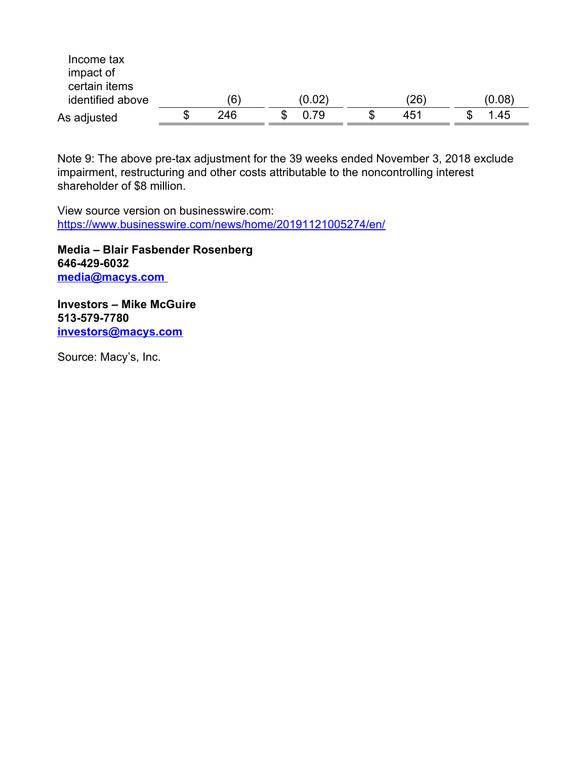| | | | | |
|---|---|---|---|---|
| Income tax impact of certain items identified above | (6) | (0.02) | (26) | (0.08) |
| As adjusted | $ 246 | $ 0.79 | $ 451 | $ 1.45 |

Note 9: The above pre-tax adjustment for the 39 weeks ended November 3, 2018 exclude impairment, restructuring and other costs attributable to the noncontrolling interest shareholder of $8 million.

View source version on businesswire.com: https://www.businesswire.com/news/home/20191121005274/en/

**Media – Blair Fasbender Rosenberg**
**646-429-6032**
**media@macys.com**

**Investors – Mike McGuire**
**513-579-7780**
**investors@macys.com**

Source: Macy's, Inc.